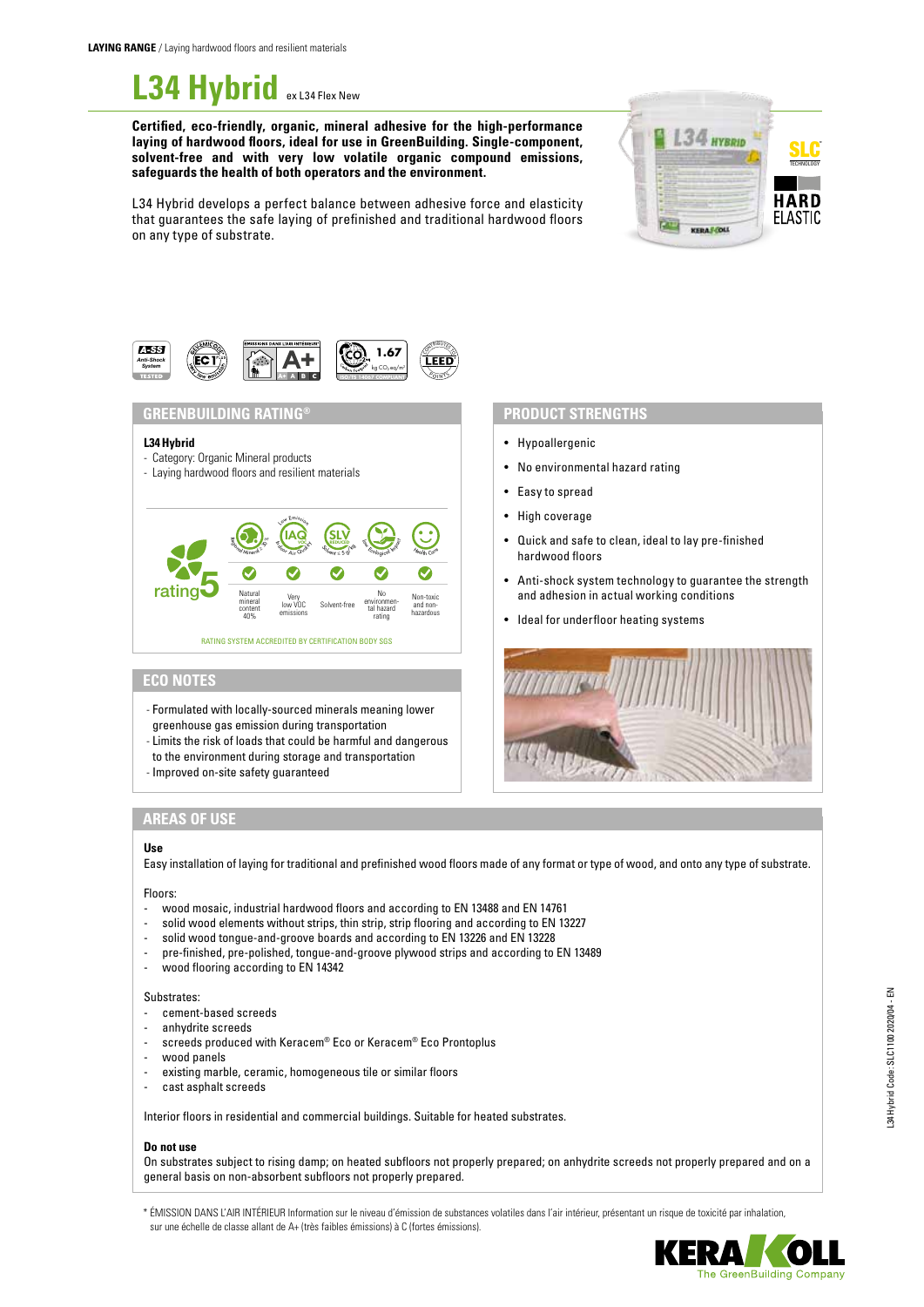**LAYING RANGE** / Laying hardwood floors and resilient materials

# L34 Hybrid ex L34 Flex New

**Certified, eco-friendly, organic, mineral adhesive for the high-performance laying of hardwood floors, ideal for use in GreenBuilding. Single-component, solvent-free and with very low volatile organic compound emissions, safeguards the health of both operators and the environment.**

L34 Hybrid develops a perfect balance between adhesive force and elasticity that guarantees the safe laying of prefinished and traditional hardwood floors on any type of substrate.

## GREENBUILDING RATING®

**L34 Hybrid**
- Category: Organic Mineral products
- Laying hardwood floors and resilient materials

rating 5

| Natural mineral content 40% | Very low VOC emissions | Solvent-free | No environmental hazard rating | Non-toxic and non-hazardous |
|---|---|---|---|---|
| ✓ | ✓ | ✓ | ✓ | ✓ |

RATING SYSTEM ACCREDITED BY CERTIFICATION BODY SGS

## ECO NOTES

- Formulated with locally-sourced minerals meaning lower greenhouse gas emission during transportation
- Limits the risk of loads that could be harmful and dangerous to the environment during storage and transportation
- Improved on-site safety guaranteed

## PRODUCT STRENGTHS

- Hypoallergenic
- No environmental hazard rating
- Easy to spread
- High coverage
- Quick and safe to clean, ideal to lay pre-finished hardwood floors
- Anti-shock system technology to guarantee the strength and adhesion in actual working conditions
- Ideal for underfloor heating systems

## AREAS OF USE

**Use**

Easy installation of laying for traditional and prefinished wood floors made of any format or type of wood, and onto any type of substrate.

Floors:
- wood mosaic, industrial hardwood floors and according to EN 13488 and EN 14761
- solid wood elements without strips, thin strip, strip flooring and according to EN 13227
- solid wood tongue-and-groove boards and according to EN 13226 and EN 13228
- pre-finished, pre-polished, tongue-and-groove plywood strips and according to EN 13489
- wood flooring according to EN 14342

Substrates:
- cement-based screeds
- anhydrite screeds
- screeds produced with Keracem® Eco or Keracem® Eco Prontoplus
- wood panels
- existing marble, ceramic, homogeneous tile or similar floors
- cast asphalt screeds

Interior floors in residential and commercial buildings. Suitable for heated substrates.

**Do not use**

On substrates subject to rising damp; on heated subfloors not properly prepared; on anhydrite screeds not properly prepared and on a general basis on non-absorbent subfloors not properly prepared.

\* ÉMISSION DANS L'AIR INTÉRIEUR Information sur le niveau d'émission de substances volatiles dans l'air intérieur, présentant un risque de toxicité par inhalation, sur une échelle de classe allant de A+ (très faibles émissions) à C (fortes émissions).

L34 Hybrid Code: SLC100 2020/04 - EN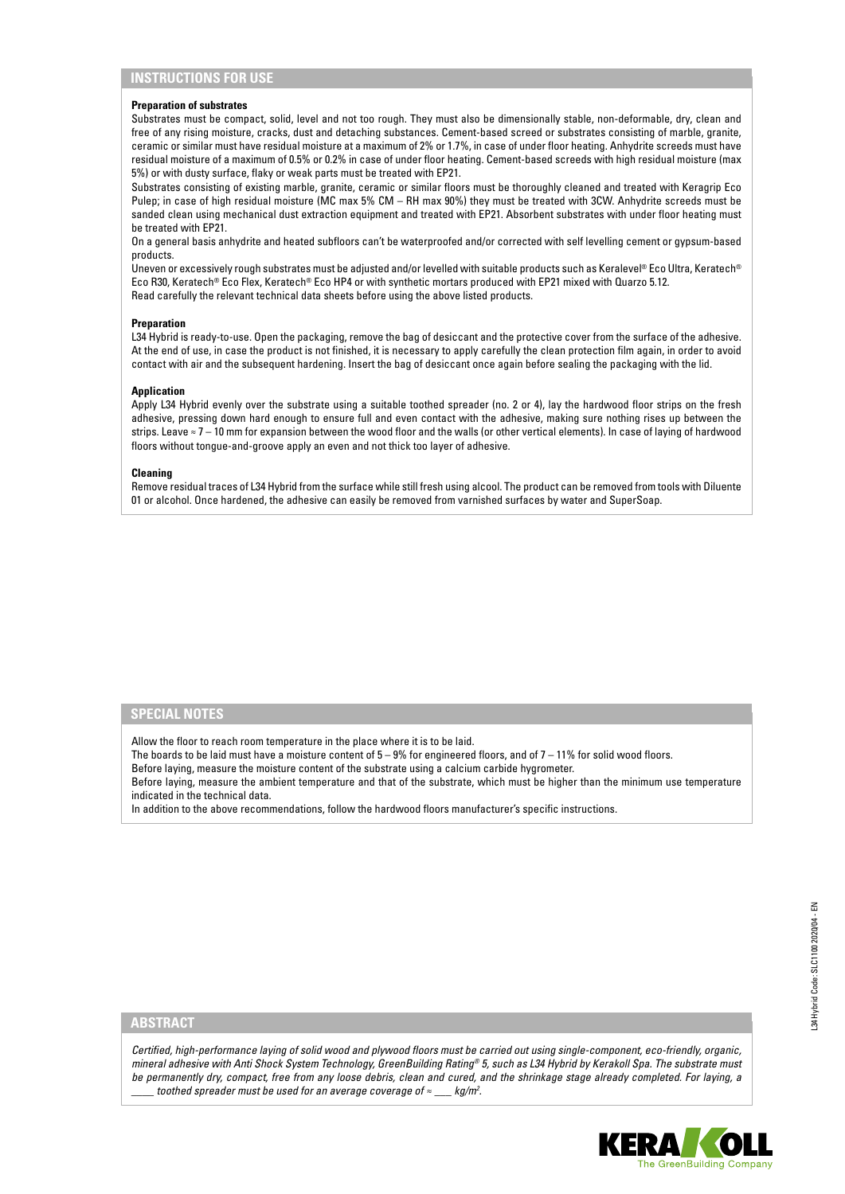## INSTRUCTIONS FOR USE

**Preparation of substrates**

Substrates must be compact, solid, level and not too rough. They must also be dimensionally stable, non-deformable, dry, clean and free of any rising moisture, cracks, dust and detaching substances. Cement-based screed or substrates consisting of marble, granite, ceramic or similar must have residual moisture at a maximum of 2% or 1.7%, in case of under floor heating. Anhydrite screeds must have residual moisture of a maximum of 0.5% or 0.2% in case of under floor heating. Cement-based screeds with high residual moisture (max 5%) or with dusty surface, flaky or weak parts must be treated with EP21.

Substrates consisting of existing marble, granite, ceramic or similar floors must be thoroughly cleaned and treated with Keragrip Eco Pulep; in case of high residual moisture (MC max 5% CM – RH max 90%) they must be treated with 3CW. Anhydrite screeds must be sanded clean using mechanical dust extraction equipment and treated with EP21. Absorbent substrates with under floor heating must be treated with EP21.

On a general basis anhydrite and heated subfloors can't be waterproofed and/or corrected with self levelling cement or gypsum-based products.

Uneven or excessively rough substrates must be adjusted and/or levelled with suitable products such as Keralevel® Eco Ultra, Keratech® Eco R30, Keratech® Eco Flex, Keratech® Eco HP4 or with synthetic mortars produced with EP21 mixed with Quarzo 5.12.

Read carefully the relevant technical data sheets before using the above listed products.

**Preparation**

L34 Hybrid is ready-to-use. Open the packaging, remove the bag of desiccant and the protective cover from the surface of the adhesive. At the end of use, in case the product is not finished, it is necessary to apply carefully the clean protection film again, in order to avoid contact with air and the subsequent hardening. Insert the bag of desiccant once again before sealing the packaging with the lid.

**Application**

Apply L34 Hybrid evenly over the substrate using a suitable toothed spreader (no. 2 or 4), lay the hardwood floor strips on the fresh adhesive, pressing down hard enough to ensure full and even contact with the adhesive, making sure nothing rises up between the strips. Leave ≈ 7 – 10 mm for expansion between the wood floor and the walls (or other vertical elements). In case of laying of hardwood floors without tongue-and-groove apply an even and not thick too layer of adhesive.

**Cleaning**

Remove residual traces of L34 Hybrid from the surface while still fresh using alcool. The product can be removed from tools with Diluente 01 or alcohol. Once hardened, the adhesive can easily be removed from varnished surfaces by water and SuperSoap.

## SPECIAL NOTES

Allow the floor to reach room temperature in the place where it is to be laid.

The boards to be laid must have a moisture content of 5 – 9% for engineered floors, and of 7 – 11% for solid wood floors.

Before laying, measure the moisture content of the substrate using a calcium carbide hygrometer.

Before laying, measure the ambient temperature and that of the substrate, which must be higher than the minimum use temperature indicated in the technical data.

In addition to the above recommendations, follow the hardwood floors manufacturer's specific instructions.

## ABSTRACT

*Certified, high-performance laying of solid wood and plywood floors must be carried out using single-component, eco-friendly, organic, mineral adhesive with Anti Shock System Technology, GreenBuilding Rating® 5, such as L34 Hybrid by Kerakoll Spa. The substrate must be permanently dry, compact, free from any loose debris, clean and cured, and the shrinkage stage already completed. For laying, a \_\_\_\_ toothed spreader must be used for an average coverage of ≈ \_\_\_ kg/m².*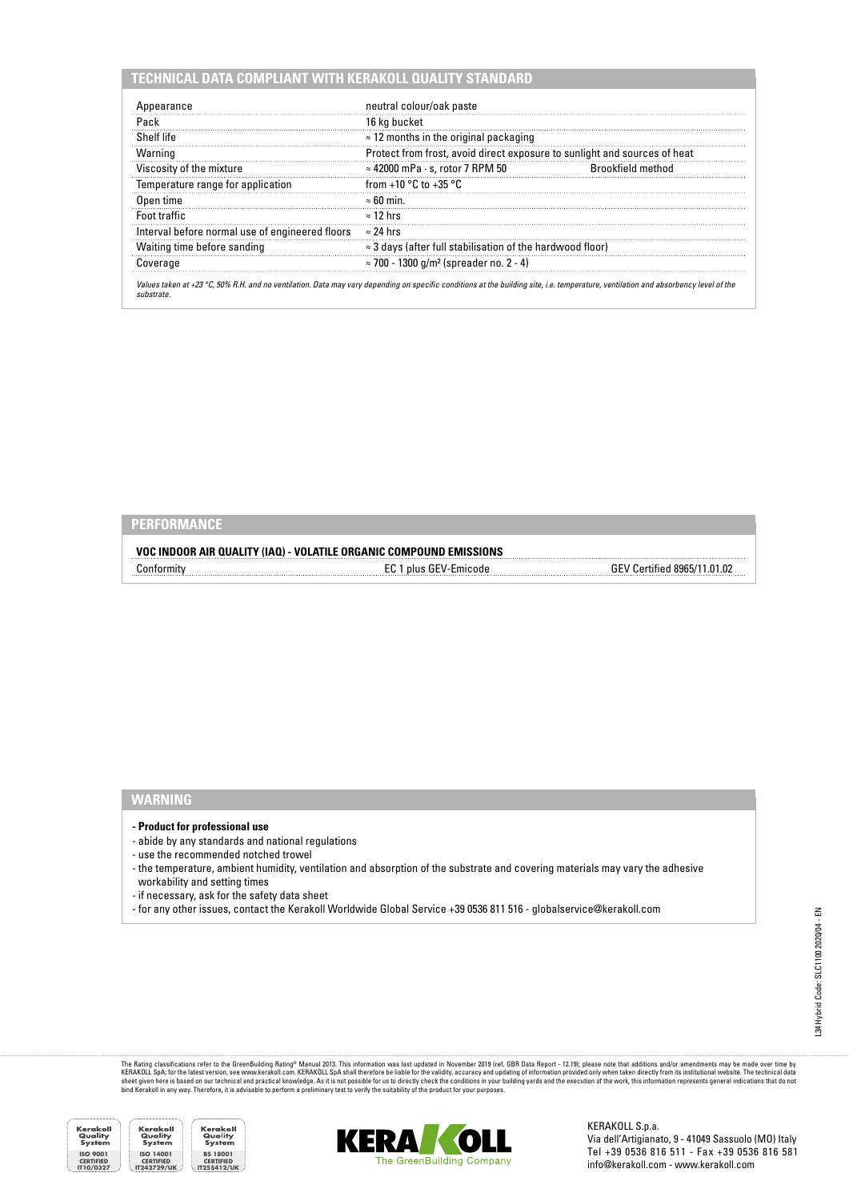## TECHNICAL DATA COMPLIANT WITH KERAKOLL QUALITY STANDARD

| | | |
|---|---|---|
| Appearance | neutral colour/oak paste | |
| Pack | 16 kg bucket | |
| Shelf life | ≈ 12 months in the original packaging | |
| Warning | Protect from frost, avoid direct exposure to sunlight and sources of heat | |
| Viscosity of the mixture | ≈ 42000 mPa · s, rotor 7 RPM 50 | Brookfield method |
| Temperature range for application | from +10 °C to +35 °C | |
| Open time | ≈ 60 min. | |
| Foot traffic | ≈ 12 hrs | |
| Interval before normal use of engineered floors | ≈ 24 hrs | |
| Waiting time before sanding | ≈ 3 days (after full stabilisation of the hardwood floor) | |
| Coverage | ≈ 700 - 1300 g/m² (spreader no. 2 - 4) | |

*Values taken at +23 °C, 50% R.H. and no ventilation. Data may vary depending on specific conditions at the building site, i.e. temperature, ventilation and absorbency level of the substrate.*

## PERFORMANCE

| VOC INDOOR AIR QUALITY (IAQ) - VOLATILE ORGANIC COMPOUND EMISSIONS | | |
|---|---|---|
| Conformity | EC 1 plus GEV-Emicode | GEV Certified 8965/11.01.02 |

## WARNING

- **Product for professional use**
- abide by any standards and national regulations
- use the recommended notched trowel
- the temperature, ambient humidity, ventilation and absorption of the substrate and covering materials may vary the adhesive workability and setting times
- if necessary, ask for the safety data sheet
- for any other issues, contact the Kerakoll Worldwide Global Service +39 0536 811 516 - globalservice@kerakoll.com

L34 Hybrid Code: SLC1100 2020/04 - EN

The Rating classifications refer to the GreenBuilding Rating® Manual 2013. This information was last updated in November 2019 (ref. GBR Data Report - 12.19); please note that additions and/or amendments may be made over time by KERAKOLL SpA; for the latest version, see www.kerakoll.com. KERAKOLL SpA shall therefore be liable for the validity, accuracy and updating of information provided only when taken directly from its institutional website. The technical data sheet given here is based on our technical and practical knowledge. As it is not possible for us to directly check the conditions in your building yards and the execution of the work, this information represents general indications that do not bind Kerakoll in any way. Therefore, it is advisable to perform a preliminary test to verify the suitability of the product for your purposes.

Kerakoll Quality System ISO 9001 CERTIFIED IT10/0327

Kerakoll Quality System ISO 14001 CERTIFIED IT242729/UK

Kerakoll Quality System BS 18001 CERTIFIED IT255412/UK

KERAKOLL The GreenBuilding Company

KERAKOLL S.p.a.
Via dell'Artigianato, 9 - 41049 Sassuolo (MO) Italy
Tel +39 0536 816 511 - Fax +39 0536 816 581
info@kerakoll.com - www.kerakoll.com